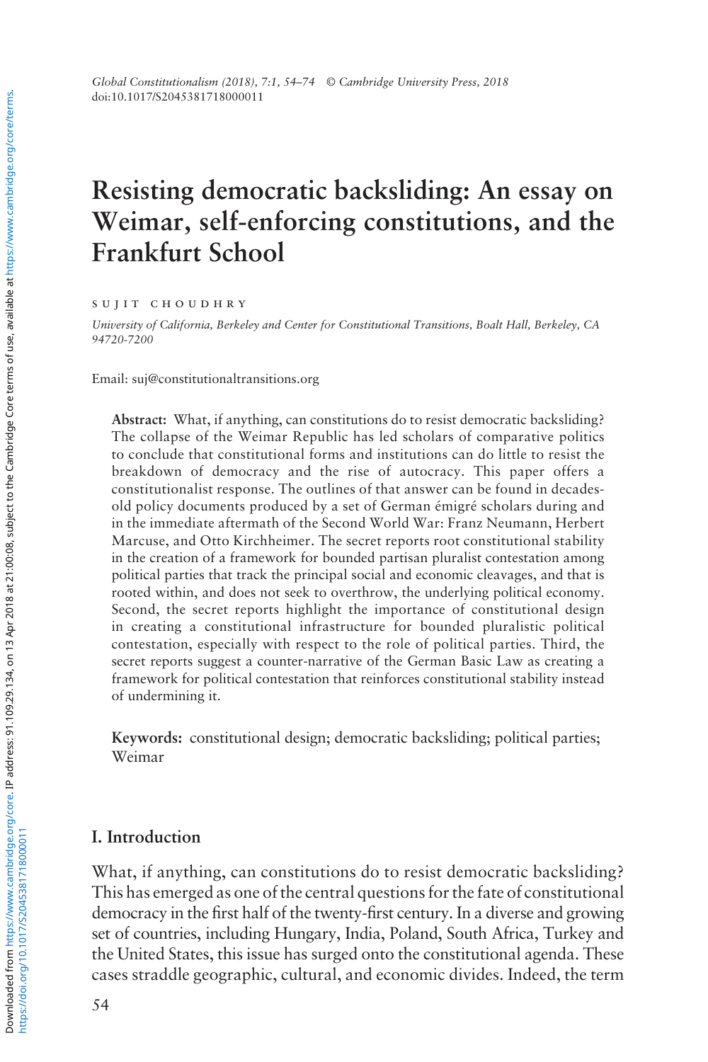Global Constitutionalism (2018), 7:1, 54–74 © Cambridge University Press, 2018
doi:10.1017/S2045381718000011

# Resisting democratic backsliding: An essay on Weimar, self-enforcing constitutions, and the Frankfurt School

SUJIT CHOUDHRY

*University of California, Berkeley and Center for Constitutional Transitions, Boalt Hall, Berkeley, CA 94720-7200*

Email: suj@constitutionaltransitions.org

**Abstract:** What, if anything, can constitutions do to resist democratic backsliding? The collapse of the Weimar Republic has led scholars of comparative politics to conclude that constitutional forms and institutions can do little to resist the breakdown of democracy and the rise of autocracy. This paper offers a constitutionalist response. The outlines of that answer can be found in decades-old policy documents produced by a set of German émigré scholars during and in the immediate aftermath of the Second World War: Franz Neumann, Herbert Marcuse, and Otto Kirchheimer. The secret reports root constitutional stability in the creation of a framework for bounded partisan pluralist contestation among political parties that track the principal social and economic cleavages, and that is rooted within, and does not seek to overthrow, the underlying political economy. Second, the secret reports highlight the importance of constitutional design in creating a constitutional infrastructure for bounded pluralistic political contestation, especially with respect to the role of political parties. Third, the secret reports suggest a counter-narrative of the German Basic Law as creating a framework for political contestation that reinforces constitutional stability instead of undermining it.

**Keywords:** constitutional design; democratic backsliding; political parties; Weimar

## I. Introduction

What, if anything, can constitutions do to resist democratic backsliding? This has emerged as one of the central questions for the fate of constitutional democracy in the first half of the twenty-first century. In a diverse and growing set of countries, including Hungary, India, Poland, South Africa, Turkey and the United States, this issue has surged onto the constitutional agenda. These cases straddle geographic, cultural, and economic divides. Indeed, the term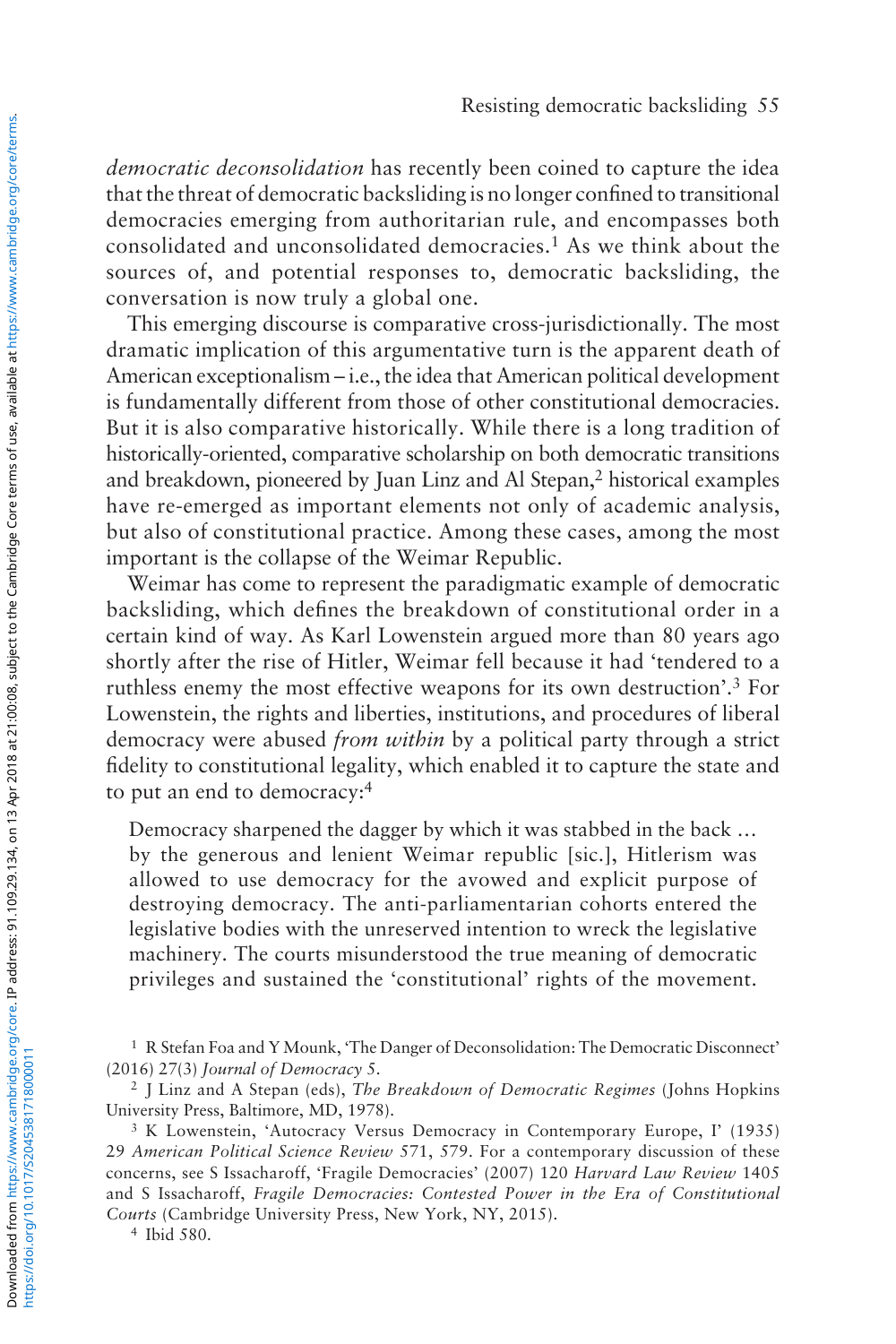*democratic deconsolidation* has recently been coined to capture the idea that the threat of democratic backsliding is no longer confined to transitional democracies emerging from authoritarian rule, and encompasses both consolidated and unconsolidated democracies.[1] As we think about the sources of, and potential responses to, democratic backsliding, the conversation is now truly a global one.

This emerging discourse is comparative cross-jurisdictionally. The most dramatic implication of this argumentative turn is the apparent death of American exceptionalism – i.e., the idea that American political development is fundamentally different from those of other constitutional democracies. But it is also comparative historically. While there is a long tradition of historically-oriented, comparative scholarship on both democratic transitions and breakdown, pioneered by Juan Linz and Al Stepan,[2] historical examples have re-emerged as important elements not only of academic analysis, but also of constitutional practice. Among these cases, among the most important is the collapse of the Weimar Republic.

Weimar has come to represent the paradigmatic example of democratic backsliding, which defines the breakdown of constitutional order in a certain kind of way. As Karl Lowenstein argued more than 80 years ago shortly after the rise of Hitler, Weimar fell because it had 'tendered to a ruthless enemy the most effective weapons for its own destruction'.[3] For Lowenstein, the rights and liberties, institutions, and procedures of liberal democracy were abused *from within* by a political party through a strict fidelity to constitutional legality, which enabled it to capture the state and to put an end to democracy:[4]

> Democracy sharpened the dagger by which it was stabbed in the back … by the generous and lenient Weimar republic [sic.], Hitlerism was allowed to use democracy for the avowed and explicit purpose of destroying democracy. The anti-parliamentarian cohorts entered the legislative bodies with the unreserved intention to wreck the legislative machinery. The courts misunderstood the true meaning of democratic privileges and sustained the 'constitutional' rights of the movement.

[1] R Stefan Foa and Y Mounk, 'The Danger of Deconsolidation: The Democratic Disconnect' (2016) 27(3) *Journal of Democracy* 5.

[2] J Linz and A Stepan (eds), *The Breakdown of Democratic Regimes* (Johns Hopkins University Press, Baltimore, MD, 1978).

[3] K Lowenstein, 'Autocracy Versus Democracy in Contemporary Europe, I' (1935) 29 *American Political Science Review* 571, 579. For a contemporary discussion of these concerns, see S Issacharoff, 'Fragile Democracies' (2007) 120 *Harvard Law Review* 1405 and S Issacharoff, *Fragile Democracies: Contested Power in the Era of Constitutional Courts* (Cambridge University Press, New York, NY, 2015).

[4] Ibid 580.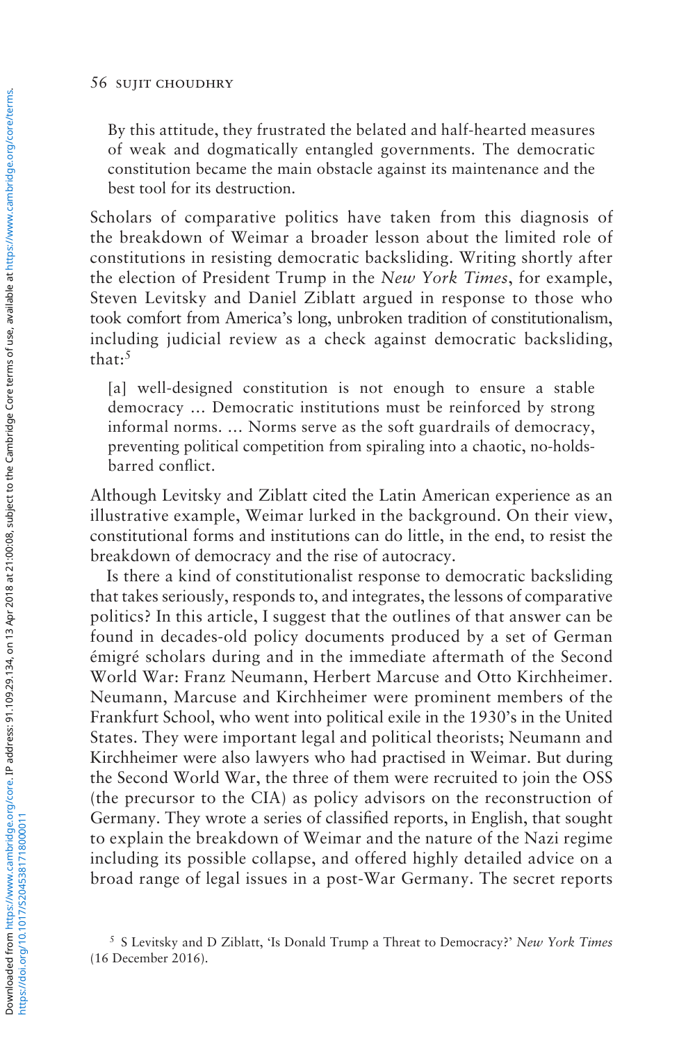> By this attitude, they frustrated the belated and half-hearted measures of weak and dogmatically entangled governments. The democratic constitution became the main obstacle against its maintenance and the best tool for its destruction.

Scholars of comparative politics have taken from this diagnosis of the breakdown of Weimar a broader lesson about the limited role of constitutions in resisting democratic backsliding. Writing shortly after the election of President Trump in the *New York Times*, for example, Steven Levitsky and Daniel Ziblatt argued in response to those who took comfort from America's long, unbroken tradition of constitutionalism, including judicial review as a check against democratic backsliding, that:[5]

> [a] well-designed constitution is not enough to ensure a stable democracy … Democratic institutions must be reinforced by strong informal norms. … Norms serve as the soft guardrails of democracy, preventing political competition from spiraling into a chaotic, no-holds-barred conflict.

Although Levitsky and Ziblatt cited the Latin American experience as an illustrative example, Weimar lurked in the background. On their view, constitutional forms and institutions can do little, in the end, to resist the breakdown of democracy and the rise of autocracy.

Is there a kind of constitutionalist response to democratic backsliding that takes seriously, responds to, and integrates, the lessons of comparative politics? In this article, I suggest that the outlines of that answer can be found in decades-old policy documents produced by a set of German émigré scholars during and in the immediate aftermath of the Second World War: Franz Neumann, Herbert Marcuse and Otto Kirchheimer. Neumann, Marcuse and Kirchheimer were prominent members of the Frankfurt School, who went into political exile in the 1930's in the United States. They were important legal and political theorists; Neumann and Kirchheimer were also lawyers who had practised in Weimar. But during the Second World War, the three of them were recruited to join the OSS (the precursor to the CIA) as policy advisors on the reconstruction of Germany. They wrote a series of classified reports, in English, that sought to explain the breakdown of Weimar and the nature of the Nazi regime including its possible collapse, and offered highly detailed advice on a broad range of legal issues in a post-War Germany. The secret reports

[5] S Levitsky and D Ziblatt, 'Is Donald Trump a Threat to Democracy?' *New York Times* (16 December 2016).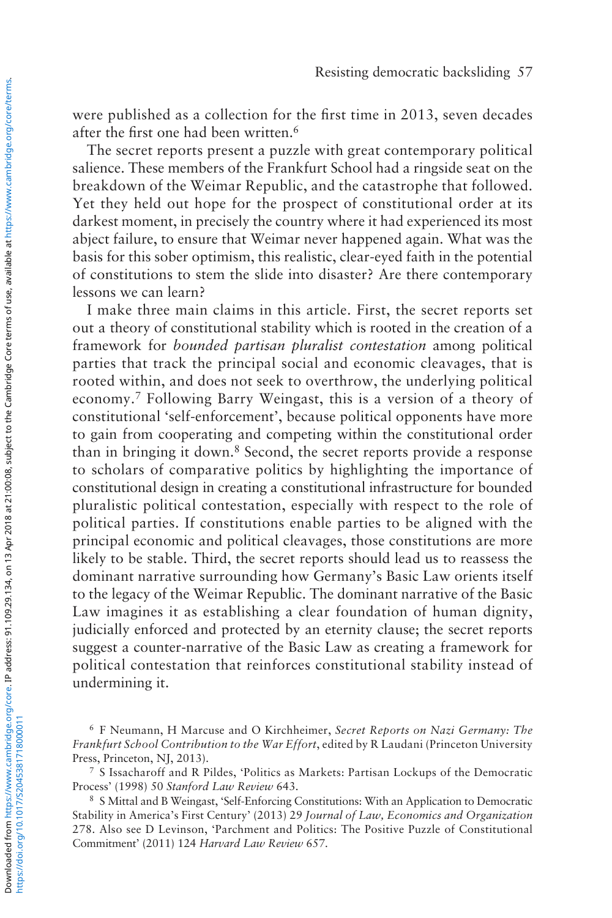were published as a collection for the first time in 2013, seven decades after the first one had been written.[6]

The secret reports present a puzzle with great contemporary political salience. These members of the Frankfurt School had a ringside seat on the breakdown of the Weimar Republic, and the catastrophe that followed. Yet they held out hope for the prospect of constitutional order at its darkest moment, in precisely the country where it had experienced its most abject failure, to ensure that Weimar never happened again. What was the basis for this sober optimism, this realistic, clear-eyed faith in the potential of constitutions to stem the slide into disaster? Are there contemporary lessons we can learn?

I make three main claims in this article. First, the secret reports set out a theory of constitutional stability which is rooted in the creation of a framework for *bounded partisan pluralist contestation* among political parties that track the principal social and economic cleavages, that is rooted within, and does not seek to overthrow, the underlying political economy.[7] Following Barry Weingast, this is a version of a theory of constitutional 'self-enforcement', because political opponents have more to gain from cooperating and competing within the constitutional order than in bringing it down.[8] Second, the secret reports provide a response to scholars of comparative politics by highlighting the importance of constitutional design in creating a constitutional infrastructure for bounded pluralistic political contestation, especially with respect to the role of political parties. If constitutions enable parties to be aligned with the principal economic and political cleavages, those constitutions are more likely to be stable. Third, the secret reports should lead us to reassess the dominant narrative surrounding how Germany's Basic Law orients itself to the legacy of the Weimar Republic. The dominant narrative of the Basic Law imagines it as establishing a clear foundation of human dignity, judicially enforced and protected by an eternity clause; the secret reports suggest a counter-narrative of the Basic Law as creating a framework for political contestation that reinforces constitutional stability instead of undermining it.

[6] F Neumann, H Marcuse and O Kirchheimer, *Secret Reports on Nazi Germany: The Frankfurt School Contribution to the War Effort*, edited by R Laudani (Princeton University Press, Princeton, NJ, 2013).

[7] S Issacharoff and R Pildes, 'Politics as Markets: Partisan Lockups of the Democratic Process' (1998) 50 *Stanford Law Review* 643.

[8] S Mittal and B Weingast, 'Self-Enforcing Constitutions: With an Application to Democratic Stability in America's First Century' (2013) 29 *Journal of Law, Economics and Organization* 278. Also see D Levinson, 'Parchment and Politics: The Positive Puzzle of Constitutional Commitment' (2011) 124 *Harvard Law Review* 657.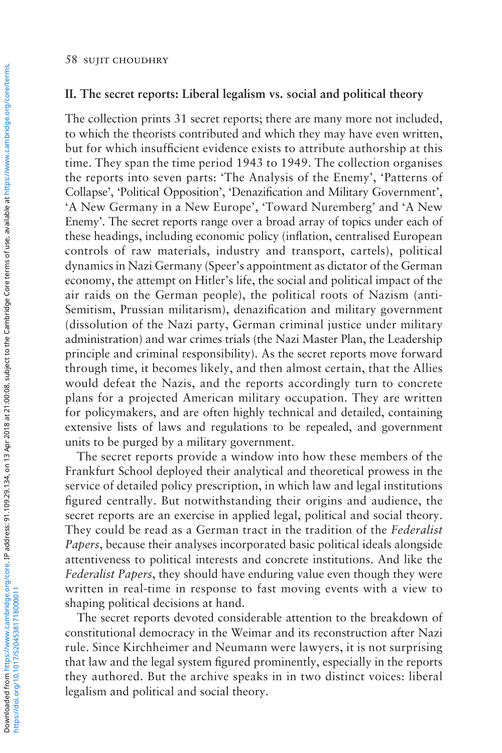## II. The secret reports: Liberal legalism vs. social and political theory

The collection prints 31 secret reports; there are many more not included, to which the theorists contributed and which they may have even written, but for which insufficient evidence exists to attribute authorship at this time. They span the time period 1943 to 1949. The collection organises the reports into seven parts: 'The Analysis of the Enemy', 'Patterns of Collapse', 'Political Opposition', 'Denazification and Military Government', 'A New Germany in a New Europe', 'Toward Nuremberg' and 'A New Enemy'. The secret reports range over a broad array of topics under each of these headings, including economic policy (inflation, centralised European controls of raw materials, industry and transport, cartels), political dynamics in Nazi Germany (Speer's appointment as dictator of the German economy, the attempt on Hitler's life, the social and political impact of the air raids on the German people), the political roots of Nazism (anti-Semitism, Prussian militarism), denazification and military government (dissolution of the Nazi party, German criminal justice under military administration) and war crimes trials (the Nazi Master Plan, the Leadership principle and criminal responsibility). As the secret reports move forward through time, it becomes likely, and then almost certain, that the Allies would defeat the Nazis, and the reports accordingly turn to concrete plans for a projected American military occupation. They are written for policymakers, and are often highly technical and detailed, containing extensive lists of laws and regulations to be repealed, and government units to be purged by a military government.

The secret reports provide a window into how these members of the Frankfurt School deployed their analytical and theoretical prowess in the service of detailed policy prescription, in which law and legal institutions figured centrally. But notwithstanding their origins and audience, the secret reports are an exercise in applied legal, political and social theory. They could be read as a German tract in the tradition of the *Federalist Papers*, because their analyses incorporated basic political ideals alongside attentiveness to political interests and concrete institutions. And like the *Federalist Papers*, they should have enduring value even though they were written in real-time in response to fast moving events with a view to shaping political decisions at hand.

The secret reports devoted considerable attention to the breakdown of constitutional democracy in the Weimar and its reconstruction after Nazi rule. Since Kirchheimer and Neumann were lawyers, it is not surprising that law and the legal system figured prominently, especially in the reports they authored. But the archive speaks in in two distinct voices: liberal legalism and political and social theory.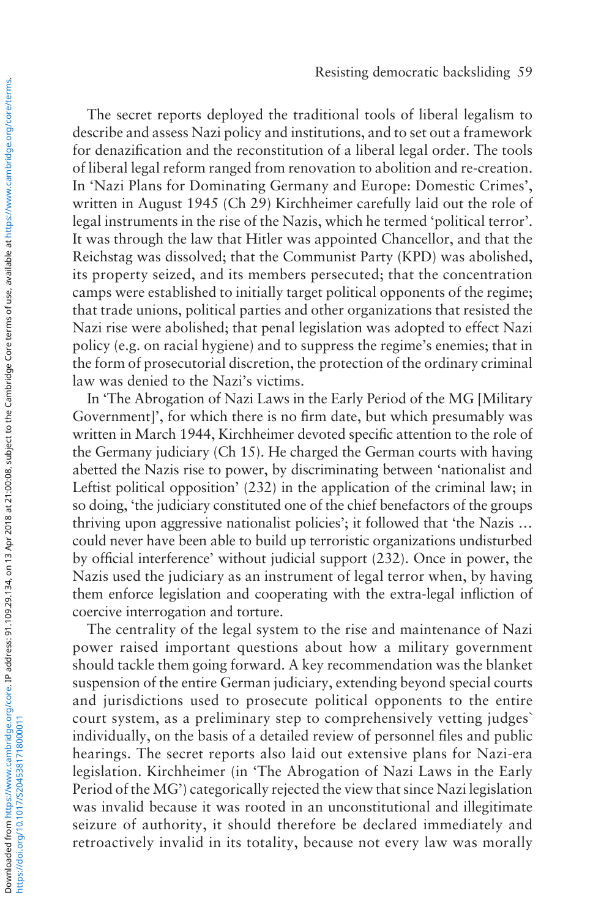The secret reports deployed the traditional tools of liberal legalism to describe and assess Nazi policy and institutions, and to set out a framework for denazification and the reconstitution of a liberal legal order. The tools of liberal legal reform ranged from renovation to abolition and re-creation. In 'Nazi Plans for Dominating Germany and Europe: Domestic Crimes', written in August 1945 (Ch 29) Kirchheimer carefully laid out the role of legal instruments in the rise of the Nazis, which he termed 'political terror'. It was through the law that Hitler was appointed Chancellor, and that the Reichstag was dissolved; that the Communist Party (KPD) was abolished, its property seized, and its members persecuted; that the concentration camps were established to initially target political opponents of the regime; that trade unions, political parties and other organizations that resisted the Nazi rise were abolished; that penal legislation was adopted to effect Nazi policy (e.g. on racial hygiene) and to suppress the regime's enemies; that in the form of prosecutorial discretion, the protection of the ordinary criminal law was denied to the Nazi's victims.

In 'The Abrogation of Nazi Laws in the Early Period of the MG [Military Government]', for which there is no firm date, but which presumably was written in March 1944, Kirchheimer devoted specific attention to the role of the Germany judiciary (Ch 15). He charged the German courts with having abetted the Nazis rise to power, by discriminating between 'nationalist and Leftist political opposition' (232) in the application of the criminal law; in so doing, 'the judiciary constituted one of the chief benefactors of the groups thriving upon aggressive nationalist policies'; it followed that 'the Nazis … could never have been able to build up terroristic organizations undisturbed by official interference' without judicial support (232). Once in power, the Nazis used the judiciary as an instrument of legal terror when, by having them enforce legislation and cooperating with the extra-legal infliction of coercive interrogation and torture.

The centrality of the legal system to the rise and maintenance of Nazi power raised important questions about how a military government should tackle them going forward. A key recommendation was the blanket suspension of the entire German judiciary, extending beyond special courts and jurisdictions used to prosecute political opponents to the entire court system, as a preliminary step to comprehensively vetting judges` individually, on the basis of a detailed review of personnel files and public hearings. The secret reports also laid out extensive plans for Nazi-era legislation. Kirchheimer (in 'The Abrogation of Nazi Laws in the Early Period of the MG') categorically rejected the view that since Nazi legislation was invalid because it was rooted in an unconstitutional and illegitimate seizure of authority, it should therefore be declared immediately and retroactively invalid in its totality, because not every law was morally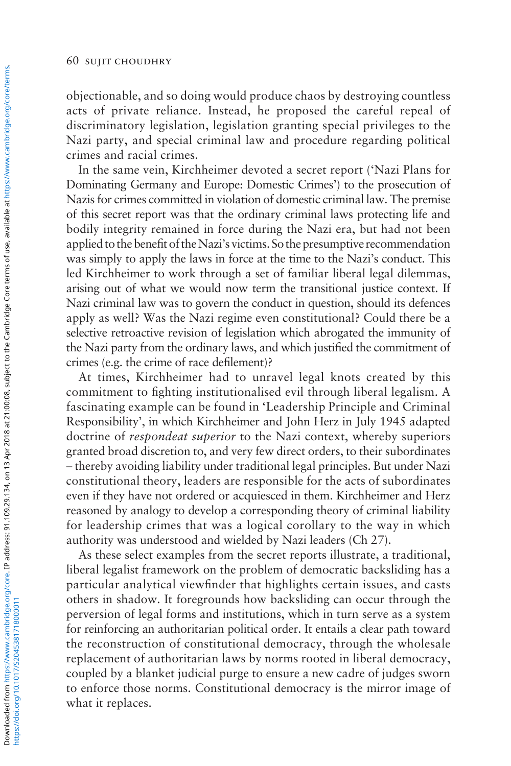objectionable, and so doing would produce chaos by destroying countless acts of private reliance. Instead, he proposed the careful repeal of discriminatory legislation, legislation granting special privileges to the Nazi party, and special criminal law and procedure regarding political crimes and racial crimes.

In the same vein, Kirchheimer devoted a secret report ('Nazi Plans for Dominating Germany and Europe: Domestic Crimes') to the prosecution of Nazis for crimes committed in violation of domestic criminal law. The premise of this secret report was that the ordinary criminal laws protecting life and bodily integrity remained in force during the Nazi era, but had not been applied to the benefit of the Nazi's victims. So the presumptive recommendation was simply to apply the laws in force at the time to the Nazi's conduct. This led Kirchheimer to work through a set of familiar liberal legal dilemmas, arising out of what we would now term the transitional justice context. If Nazi criminal law was to govern the conduct in question, should its defences apply as well? Was the Nazi regime even constitutional? Could there be a selective retroactive revision of legislation which abrogated the immunity of the Nazi party from the ordinary laws, and which justified the commitment of crimes (e.g. the crime of race defilement)?

At times, Kirchheimer had to unravel legal knots created by this commitment to fighting institutionalised evil through liberal legalism. A fascinating example can be found in 'Leadership Principle and Criminal Responsibility', in which Kirchheimer and John Herz in July 1945 adapted doctrine of *respondeat superior* to the Nazi context, whereby superiors granted broad discretion to, and very few direct orders, to their subordinates – thereby avoiding liability under traditional legal principles. But under Nazi constitutional theory, leaders are responsible for the acts of subordinates even if they have not ordered or acquiesced in them. Kirchheimer and Herz reasoned by analogy to develop a corresponding theory of criminal liability for leadership crimes that was a logical corollary to the way in which authority was understood and wielded by Nazi leaders (Ch 27).

As these select examples from the secret reports illustrate, a traditional, liberal legalist framework on the problem of democratic backsliding has a particular analytical viewfinder that highlights certain issues, and casts others in shadow. It foregrounds how backsliding can occur through the perversion of legal forms and institutions, which in turn serve as a system for reinforcing an authoritarian political order. It entails a clear path toward the reconstruction of constitutional democracy, through the wholesale replacement of authoritarian laws by norms rooted in liberal democracy, coupled by a blanket judicial purge to ensure a new cadre of judges sworn to enforce those norms. Constitutional democracy is the mirror image of what it replaces.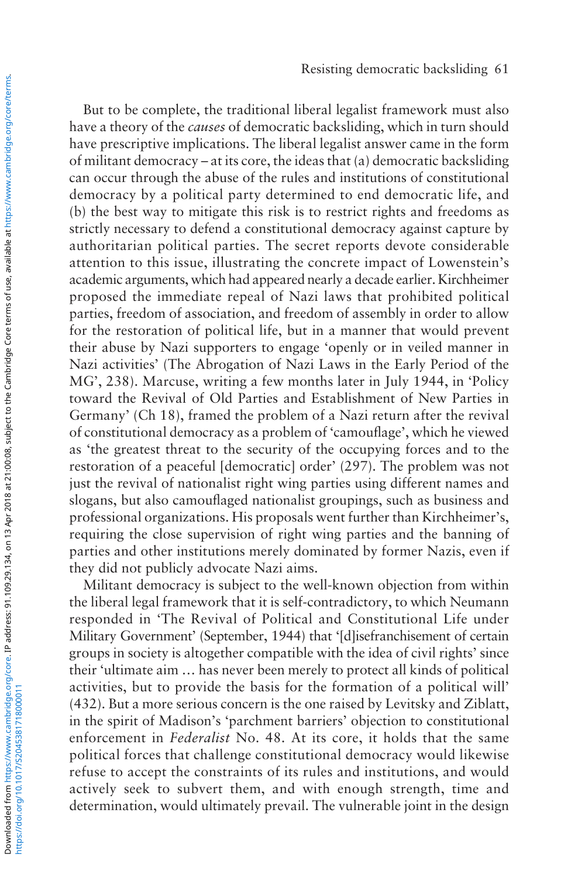But to be complete, the traditional liberal legalist framework must also have a theory of the *causes* of democratic backsliding, which in turn should have prescriptive implications. The liberal legalist answer came in the form of militant democracy – at its core, the ideas that (a) democratic backsliding can occur through the abuse of the rules and institutions of constitutional democracy by a political party determined to end democratic life, and (b) the best way to mitigate this risk is to restrict rights and freedoms as strictly necessary to defend a constitutional democracy against capture by authoritarian political parties. The secret reports devote considerable attention to this issue, illustrating the concrete impact of Lowenstein's academic arguments, which had appeared nearly a decade earlier. Kirchheimer proposed the immediate repeal of Nazi laws that prohibited political parties, freedom of association, and freedom of assembly in order to allow for the restoration of political life, but in a manner that would prevent their abuse by Nazi supporters to engage 'openly or in veiled manner in Nazi activities' (The Abrogation of Nazi Laws in the Early Period of the MG', 238). Marcuse, writing a few months later in July 1944, in 'Policy toward the Revival of Old Parties and Establishment of New Parties in Germany' (Ch 18), framed the problem of a Nazi return after the revival of constitutional democracy as a problem of 'camouflage', which he viewed as 'the greatest threat to the security of the occupying forces and to the restoration of a peaceful [democratic] order' (297). The problem was not just the revival of nationalist right wing parties using different names and slogans, but also camouflaged nationalist groupings, such as business and professional organizations. His proposals went further than Kirchheimer's, requiring the close supervision of right wing parties and the banning of parties and other institutions merely dominated by former Nazis, even if they did not publicly advocate Nazi aims.

Militant democracy is subject to the well-known objection from within the liberal legal framework that it is self-contradictory, to which Neumann responded in 'The Revival of Political and Constitutional Life under Military Government' (September, 1944) that '[d]isefranchisement of certain groups in society is altogether compatible with the idea of civil rights' since their 'ultimate aim … has never been merely to protect all kinds of political activities, but to provide the basis for the formation of a political will' (432). But a more serious concern is the one raised by Levitsky and Ziblatt, in the spirit of Madison's 'parchment barriers' objection to constitutional enforcement in *Federalist* No. 48. At its core, it holds that the same political forces that challenge constitutional democracy would likewise refuse to accept the constraints of its rules and institutions, and would actively seek to subvert them, and with enough strength, time and determination, would ultimately prevail. The vulnerable joint in the design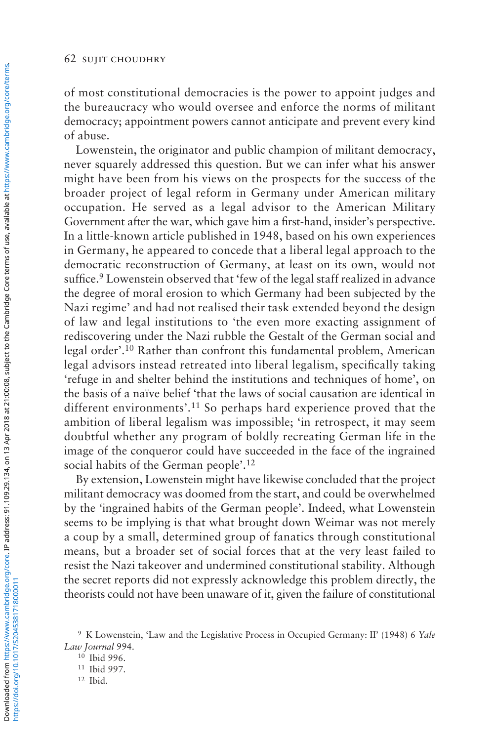of most constitutional democracies is the power to appoint judges and the bureaucracy who would oversee and enforce the norms of militant democracy; appointment powers cannot anticipate and prevent every kind of abuse.

Lowenstein, the originator and public champion of militant democracy, never squarely addressed this question. But we can infer what his answer might have been from his views on the prospects for the success of the broader project of legal reform in Germany under American military occupation. He served as a legal advisor to the American Military Government after the war, which gave him a first-hand, insider's perspective. In a little-known article published in 1948, based on his own experiences in Germany, he appeared to concede that a liberal legal approach to the democratic reconstruction of Germany, at least on its own, would not suffice.[9] Lowenstein observed that 'few of the legal staff realized in advance the degree of moral erosion to which Germany had been subjected by the Nazi regime' and had not realised their task extended beyond the design of law and legal institutions to 'the even more exacting assignment of rediscovering under the Nazi rubble the Gestalt of the German social and legal order'.[10] Rather than confront this fundamental problem, American legal advisors instead retreated into liberal legalism, specifically taking 'refuge in and shelter behind the institutions and techniques of home', on the basis of a naïve belief 'that the laws of social causation are identical in different environments'.[11] So perhaps hard experience proved that the ambition of liberal legalism was impossible; 'in retrospect, it may seem doubtful whether any program of boldly recreating German life in the image of the conqueror could have succeeded in the face of the ingrained social habits of the German people'.[12]

By extension, Lowenstein might have likewise concluded that the project militant democracy was doomed from the start, and could be overwhelmed by the 'ingrained habits of the German people'. Indeed, what Lowenstein seems to be implying is that what brought down Weimar was not merely a coup by a small, determined group of fanatics through constitutional means, but a broader set of social forces that at the very least failed to resist the Nazi takeover and undermined constitutional stability. Although the secret reports did not expressly acknowledge this problem directly, the theorists could not have been unaware of it, given the failure of constitutional

[9] K Lowenstein, 'Law and the Legislative Process in Occupied Germany: II' (1948) 6 *Yale Law Journal* 994.

[10] Ibid 996.

[11] Ibid 997.

[12] Ibid.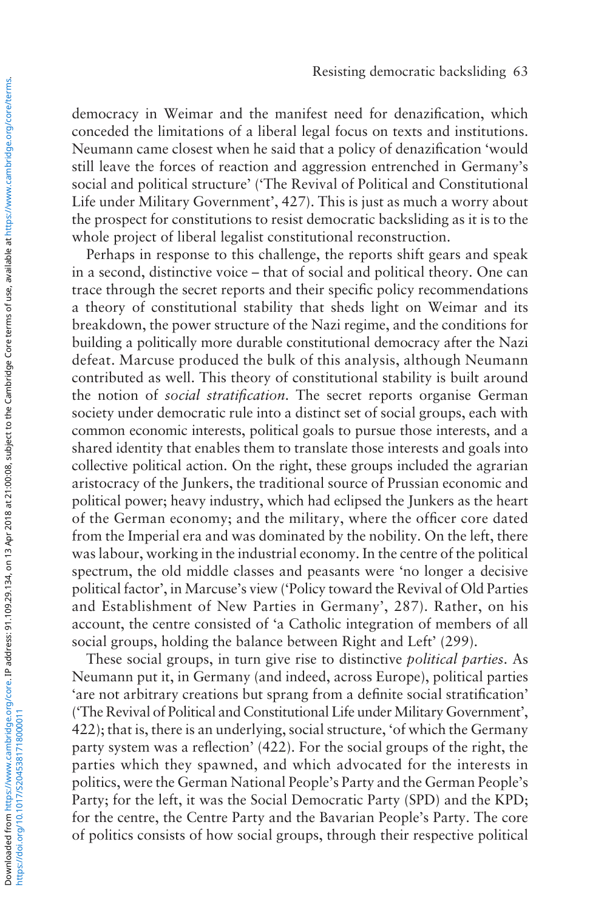democracy in Weimar and the manifest need for denazification, which conceded the limitations of a liberal legal focus on texts and institutions. Neumann came closest when he said that a policy of denazification 'would still leave the forces of reaction and aggression entrenched in Germany's social and political structure' ('The Revival of Political and Constitutional Life under Military Government', 427). This is just as much a worry about the prospect for constitutions to resist democratic backsliding as it is to the whole project of liberal legalist constitutional reconstruction.

Perhaps in response to this challenge, the reports shift gears and speak in a second, distinctive voice – that of social and political theory. One can trace through the secret reports and their specific policy recommendations a theory of constitutional stability that sheds light on Weimar and its breakdown, the power structure of the Nazi regime, and the conditions for building a politically more durable constitutional democracy after the Nazi defeat. Marcuse produced the bulk of this analysis, although Neumann contributed as well. This theory of constitutional stability is built around the notion of *social stratification*. The secret reports organise German society under democratic rule into a distinct set of social groups, each with common economic interests, political goals to pursue those interests, and a shared identity that enables them to translate those interests and goals into collective political action. On the right, these groups included the agrarian aristocracy of the Junkers, the traditional source of Prussian economic and political power; heavy industry, which had eclipsed the Junkers as the heart of the German economy; and the military, where the officer core dated from the Imperial era and was dominated by the nobility. On the left, there was labour, working in the industrial economy. In the centre of the political spectrum, the old middle classes and peasants were 'no longer a decisive political factor', in Marcuse's view ('Policy toward the Revival of Old Parties and Establishment of New Parties in Germany', 287). Rather, on his account, the centre consisted of 'a Catholic integration of members of all social groups, holding the balance between Right and Left' (299).

These social groups, in turn give rise to distinctive *political parties*. As Neumann put it, in Germany (and indeed, across Europe), political parties 'are not arbitrary creations but sprang from a definite social stratification' ('The Revival of Political and Constitutional Life under Military Government', 422); that is, there is an underlying, social structure, 'of which the Germany party system was a reflection' (422). For the social groups of the right, the parties which they spawned, and which advocated for the interests in politics, were the German National People's Party and the German People's Party; for the left, it was the Social Democratic Party (SPD) and the KPD; for the centre, the Centre Party and the Bavarian People's Party. The core of politics consists of how social groups, through their respective political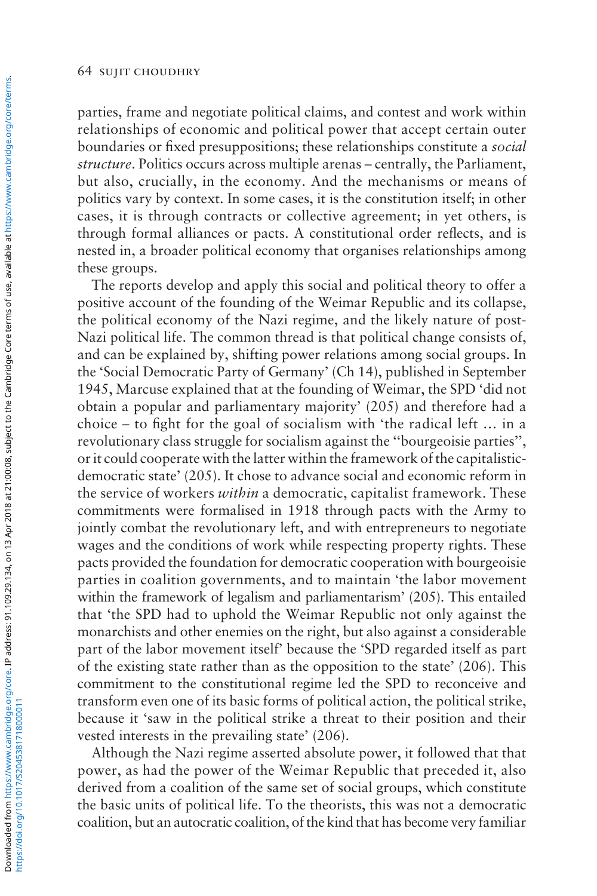parties, frame and negotiate political claims, and contest and work within relationships of economic and political power that accept certain outer boundaries or fixed presuppositions; these relationships constitute a *social structure*. Politics occurs across multiple arenas – centrally, the Parliament, but also, crucially, in the economy. And the mechanisms or means of politics vary by context. In some cases, it is the constitution itself; in other cases, it is through contracts or collective agreement; in yet others, is through formal alliances or pacts. A constitutional order reflects, and is nested in, a broader political economy that organises relationships among these groups.

The reports develop and apply this social and political theory to offer a positive account of the founding of the Weimar Republic and its collapse, the political economy of the Nazi regime, and the likely nature of post-Nazi political life. The common thread is that political change consists of, and can be explained by, shifting power relations among social groups. In the 'Social Democratic Party of Germany' (Ch 14), published in September 1945, Marcuse explained that at the founding of Weimar, the SPD 'did not obtain a popular and parliamentary majority' (205) and therefore had a choice – to fight for the goal of socialism with 'the radical left … in a revolutionary class struggle for socialism against the "bourgeoisie parties", or it could cooperate with the latter within the framework of the capitalistic-democratic state' (205). It chose to advance social and economic reform in the service of workers *within* a democratic, capitalist framework. These commitments were formalised in 1918 through pacts with the Army to jointly combat the revolutionary left, and with entrepreneurs to negotiate wages and the conditions of work while respecting property rights. These pacts provided the foundation for democratic cooperation with bourgeoisie parties in coalition governments, and to maintain 'the labor movement within the framework of legalism and parliamentarism' (205). This entailed that 'the SPD had to uphold the Weimar Republic not only against the monarchists and other enemies on the right, but also against a considerable part of the labor movement itself' because the 'SPD regarded itself as part of the existing state rather than as the opposition to the state' (206). This commitment to the constitutional regime led the SPD to reconceive and transform even one of its basic forms of political action, the political strike, because it 'saw in the political strike a threat to their position and their vested interests in the prevailing state' (206).

Although the Nazi regime asserted absolute power, it followed that that power, as had the power of the Weimar Republic that preceded it, also derived from a coalition of the same set of social groups, which constitute the basic units of political life. To the theorists, this was not a democratic coalition, but an autocratic coalition, of the kind that has become very familiar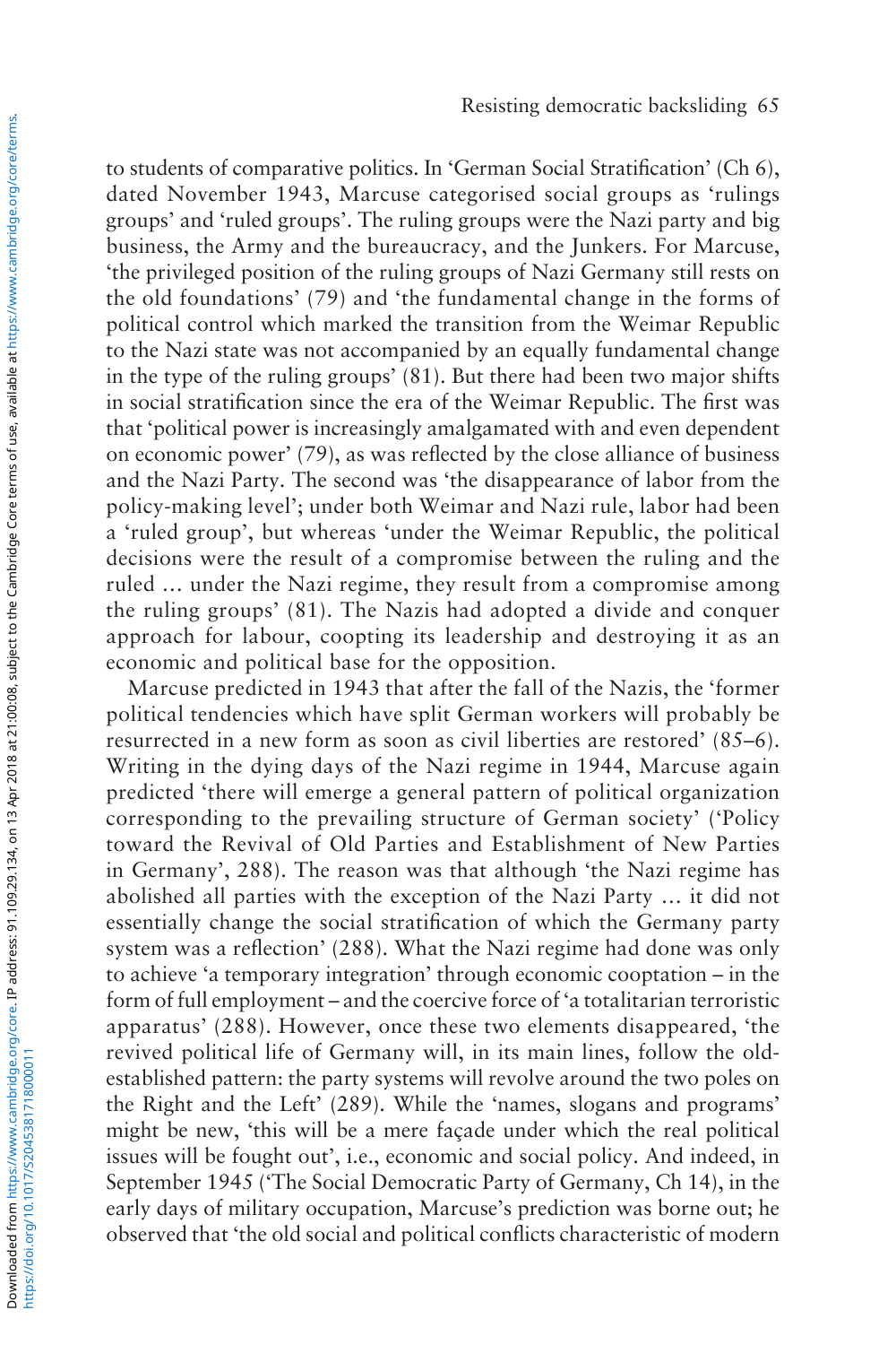to students of comparative politics. In 'German Social Stratification' (Ch 6), dated November 1943, Marcuse categorised social groups as 'rulings groups' and 'ruled groups'. The ruling groups were the Nazi party and big business, the Army and the bureaucracy, and the Junkers. For Marcuse, 'the privileged position of the ruling groups of Nazi Germany still rests on the old foundations' (79) and 'the fundamental change in the forms of political control which marked the transition from the Weimar Republic to the Nazi state was not accompanied by an equally fundamental change in the type of the ruling groups' (81). But there had been two major shifts in social stratification since the era of the Weimar Republic. The first was that 'political power is increasingly amalgamated with and even dependent on economic power' (79), as was reflected by the close alliance of business and the Nazi Party. The second was 'the disappearance of labor from the policy-making level'; under both Weimar and Nazi rule, labor had been a 'ruled group', but whereas 'under the Weimar Republic, the political decisions were the result of a compromise between the ruling and the ruled … under the Nazi regime, they result from a compromise among the ruling groups' (81). The Nazis had adopted a divide and conquer approach for labour, coopting its leadership and destroying it as an economic and political base for the opposition.

Marcuse predicted in 1943 that after the fall of the Nazis, the 'former political tendencies which have split German workers will probably be resurrected in a new form as soon as civil liberties are restored' (85–6). Writing in the dying days of the Nazi regime in 1944, Marcuse again predicted 'there will emerge a general pattern of political organization corresponding to the prevailing structure of German society' ('Policy toward the Revival of Old Parties and Establishment of New Parties in Germany', 288). The reason was that although 'the Nazi regime has abolished all parties with the exception of the Nazi Party … it did not essentially change the social stratification of which the Germany party system was a reflection' (288). What the Nazi regime had done was only to achieve 'a temporary integration' through economic cooptation – in the form of full employment – and the coercive force of 'a totalitarian terroristic apparatus' (288). However, once these two elements disappeared, 'the revived political life of Germany will, in its main lines, follow the old-established pattern: the party systems will revolve around the two poles on the Right and the Left' (289). While the 'names, slogans and programs' might be new, 'this will be a mere façade under which the real political issues will be fought out', i.e., economic and social policy. And indeed, in September 1945 ('The Social Democratic Party of Germany, Ch 14), in the early days of military occupation, Marcuse's prediction was borne out; he observed that 'the old social and political conflicts characteristic of modern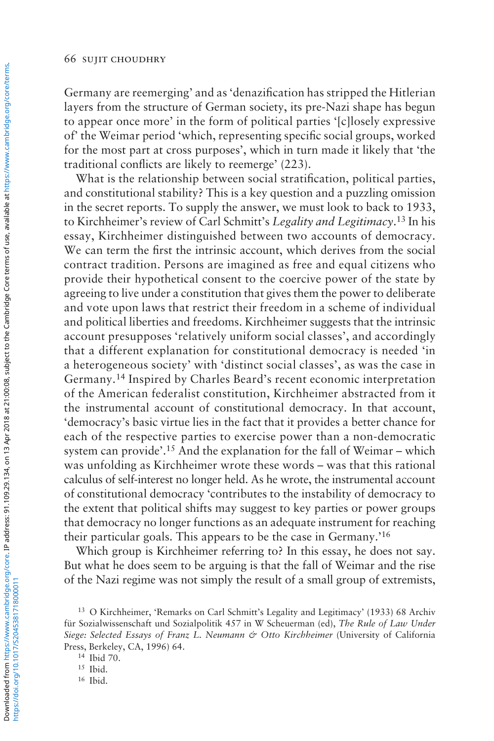Germany are reemerging' and as 'denazification has stripped the Hitlerian layers from the structure of German society, its pre-Nazi shape has begun to appear once more' in the form of political parties '[c]losely expressive of' the Weimar period 'which, representing specific social groups, worked for the most part at cross purposes', which in turn made it likely that 'the traditional conflicts are likely to reemerge' (223).

What is the relationship between social stratification, political parties, and constitutional stability? This is a key question and a puzzling omission in the secret reports. To supply the answer, we must look to back to 1933, to Kirchheimer's review of Carl Schmitt's *Legality and Legitimacy*.[13] In his essay, Kirchheimer distinguished between two accounts of democracy. We can term the first the intrinsic account, which derives from the social contract tradition. Persons are imagined as free and equal citizens who provide their hypothetical consent to the coercive power of the state by agreeing to live under a constitution that gives them the power to deliberate and vote upon laws that restrict their freedom in a scheme of individual and political liberties and freedoms. Kirchheimer suggests that the intrinsic account presupposes 'relatively uniform social classes', and accordingly that a different explanation for constitutional democracy is needed 'in a heterogeneous society' with 'distinct social classes', as was the case in Germany.[14] Inspired by Charles Beard's recent economic interpretation of the American federalist constitution, Kirchheimer abstracted from it the instrumental account of constitutional democracy. In that account, 'democracy's basic virtue lies in the fact that it provides a better chance for each of the respective parties to exercise power than a non-democratic system can provide'.[15] And the explanation for the fall of Weimar – which was unfolding as Kirchheimer wrote these words – was that this rational calculus of self-interest no longer held. As he wrote, the instrumental account of constitutional democracy 'contributes to the instability of democracy to the extent that political shifts may suggest to key parties or power groups that democracy no longer functions as an adequate instrument for reaching their particular goals. This appears to be the case in Germany.'[16]

Which group is Kirchheimer referring to? In this essay, he does not say. But what he does seem to be arguing is that the fall of Weimar and the rise of the Nazi regime was not simply the result of a small group of extremists,

[13] O Kirchheimer, 'Remarks on Carl Schmitt's Legality and Legitimacy' (1933) 68 Archiv für Sozialwissenschaft und Sozialpolitik 457 in W Scheuerman (ed), *The Rule of Law Under Siege: Selected Essays of Franz L. Neumann & Otto Kirchheimer* (University of California Press, Berkeley, CA, 1996) 64.

[14] Ibid 70.

[15] Ibid.

[16] Ibid.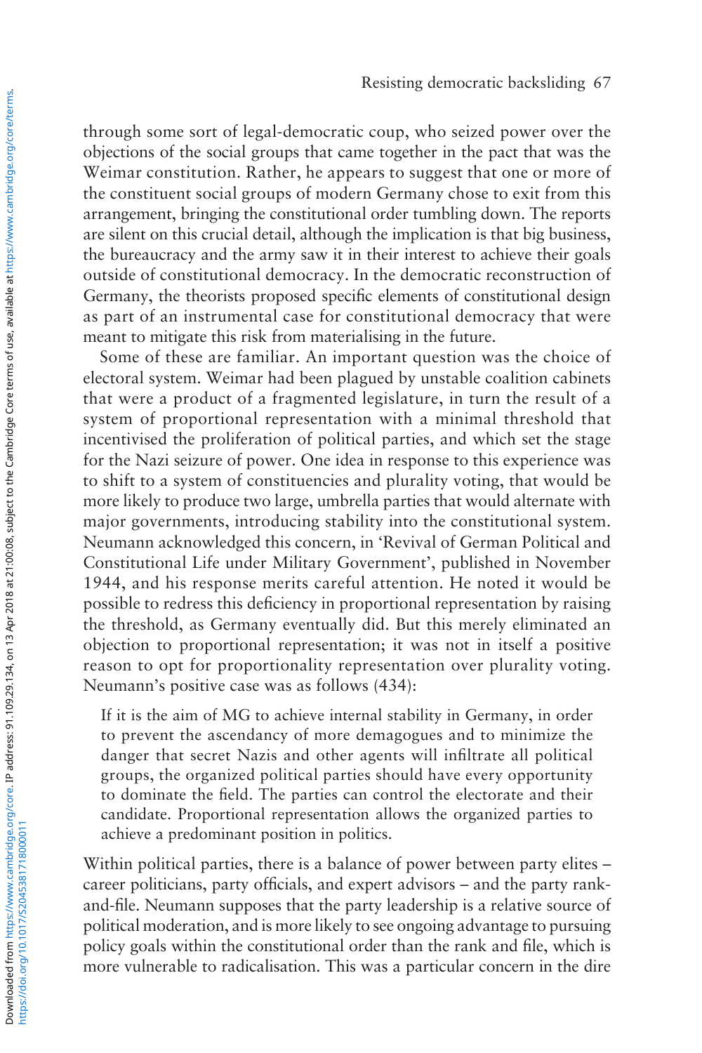through some sort of legal-democratic coup, who seized power over the objections of the social groups that came together in the pact that was the Weimar constitution. Rather, he appears to suggest that one or more of the constituent social groups of modern Germany chose to exit from this arrangement, bringing the constitutional order tumbling down. The reports are silent on this crucial detail, although the implication is that big business, the bureaucracy and the army saw it in their interest to achieve their goals outside of constitutional democracy. In the democratic reconstruction of Germany, the theorists proposed specific elements of constitutional design as part of an instrumental case for constitutional democracy that were meant to mitigate this risk from materialising in the future.

Some of these are familiar. An important question was the choice of electoral system. Weimar had been plagued by unstable coalition cabinets that were a product of a fragmented legislature, in turn the result of a system of proportional representation with a minimal threshold that incentivised the proliferation of political parties, and which set the stage for the Nazi seizure of power. One idea in response to this experience was to shift to a system of constituencies and plurality voting, that would be more likely to produce two large, umbrella parties that would alternate with major governments, introducing stability into the constitutional system. Neumann acknowledged this concern, in 'Revival of German Political and Constitutional Life under Military Government', published in November 1944, and his response merits careful attention. He noted it would be possible to redress this deficiency in proportional representation by raising the threshold, as Germany eventually did. But this merely eliminated an objection to proportional representation; it was not in itself a positive reason to opt for proportionality representation over plurality voting. Neumann's positive case was as follows (434):

> If it is the aim of MG to achieve internal stability in Germany, in order to prevent the ascendancy of more demagogues and to minimize the danger that secret Nazis and other agents will infiltrate all political groups, the organized political parties should have every opportunity to dominate the field. The parties can control the electorate and their candidate. Proportional representation allows the organized parties to achieve a predominant position in politics.

Within political parties, there is a balance of power between party elites – career politicians, party officials, and expert advisors – and the party rank-and-file. Neumann supposes that the party leadership is a relative source of political moderation, and is more likely to see ongoing advantage to pursuing policy goals within the constitutional order than the rank and file, which is more vulnerable to radicalisation. This was a particular concern in the dire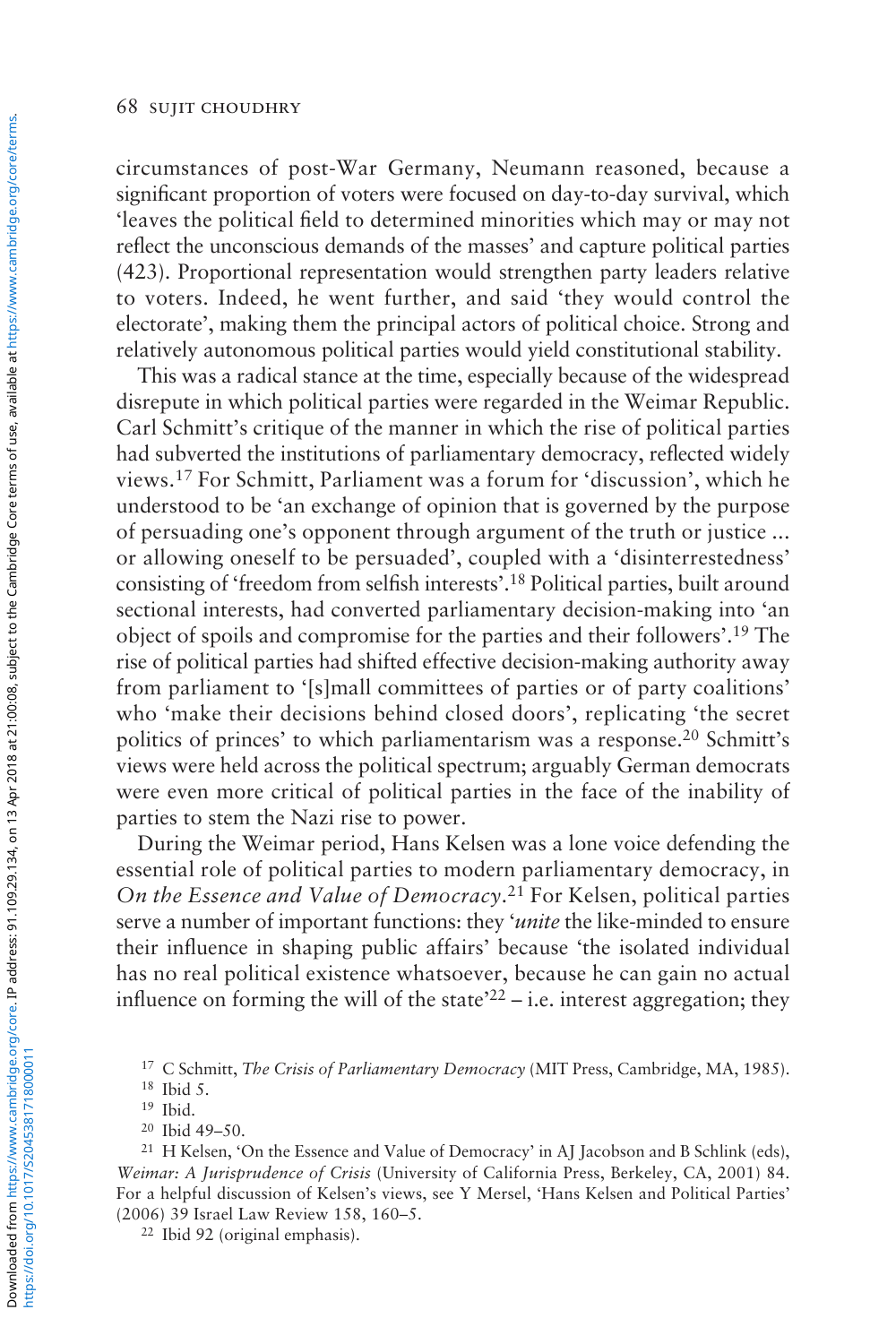circumstances of post-War Germany, Neumann reasoned, because a significant proportion of voters were focused on day-to-day survival, which 'leaves the political field to determined minorities which may or may not reflect the unconscious demands of the masses' and capture political parties (423). Proportional representation would strengthen party leaders relative to voters. Indeed, he went further, and said 'they would control the electorate', making them the principal actors of political choice. Strong and relatively autonomous political parties would yield constitutional stability.

This was a radical stance at the time, especially because of the widespread disrepute in which political parties were regarded in the Weimar Republic. Carl Schmitt's critique of the manner in which the rise of political parties had subverted the institutions of parliamentary democracy, reflected widely views.[17] For Schmitt, Parliament was a forum for 'discussion', which he understood to be 'an exchange of opinion that is governed by the purpose of persuading one's opponent through argument of the truth or justice ... or allowing oneself to be persuaded', coupled with a 'disinterrestedness' consisting of 'freedom from selfish interests'.[18] Political parties, built around sectional interests, had converted parliamentary decision-making into 'an object of spoils and compromise for the parties and their followers'.[19] The rise of political parties had shifted effective decision-making authority away from parliament to '[s]mall committees of parties or of party coalitions' who 'make their decisions behind closed doors', replicating 'the secret politics of princes' to which parliamentarism was a response.[20] Schmitt's views were held across the political spectrum; arguably German democrats were even more critical of political parties in the face of the inability of parties to stem the Nazi rise to power.

During the Weimar period, Hans Kelsen was a lone voice defending the essential role of political parties to modern parliamentary democracy, in *On the Essence and Value of Democracy*.[21] For Kelsen, political parties serve a number of important functions: they '*unite* the like-minded to ensure their influence in shaping public affairs' because 'the isolated individual has no real political existence whatsoever, because he can gain no actual influence on forming the will of the state'[22] – i.e. interest aggregation; they

[17] C Schmitt, *The Crisis of Parliamentary Democracy* (MIT Press, Cambridge, MA, 1985).

[18] Ibid 5.

[19] Ibid.

[20] Ibid 49–50.

[21] H Kelsen, 'On the Essence and Value of Democracy' in AJ Jacobson and B Schlink (eds), *Weimar: A Jurisprudence of Crisis* (University of California Press, Berkeley, CA, 2001) 84. For a helpful discussion of Kelsen's views, see Y Mersel, 'Hans Kelsen and Political Parties' (2006) 39 Israel Law Review 158, 160–5.

[22] Ibid 92 (original emphasis).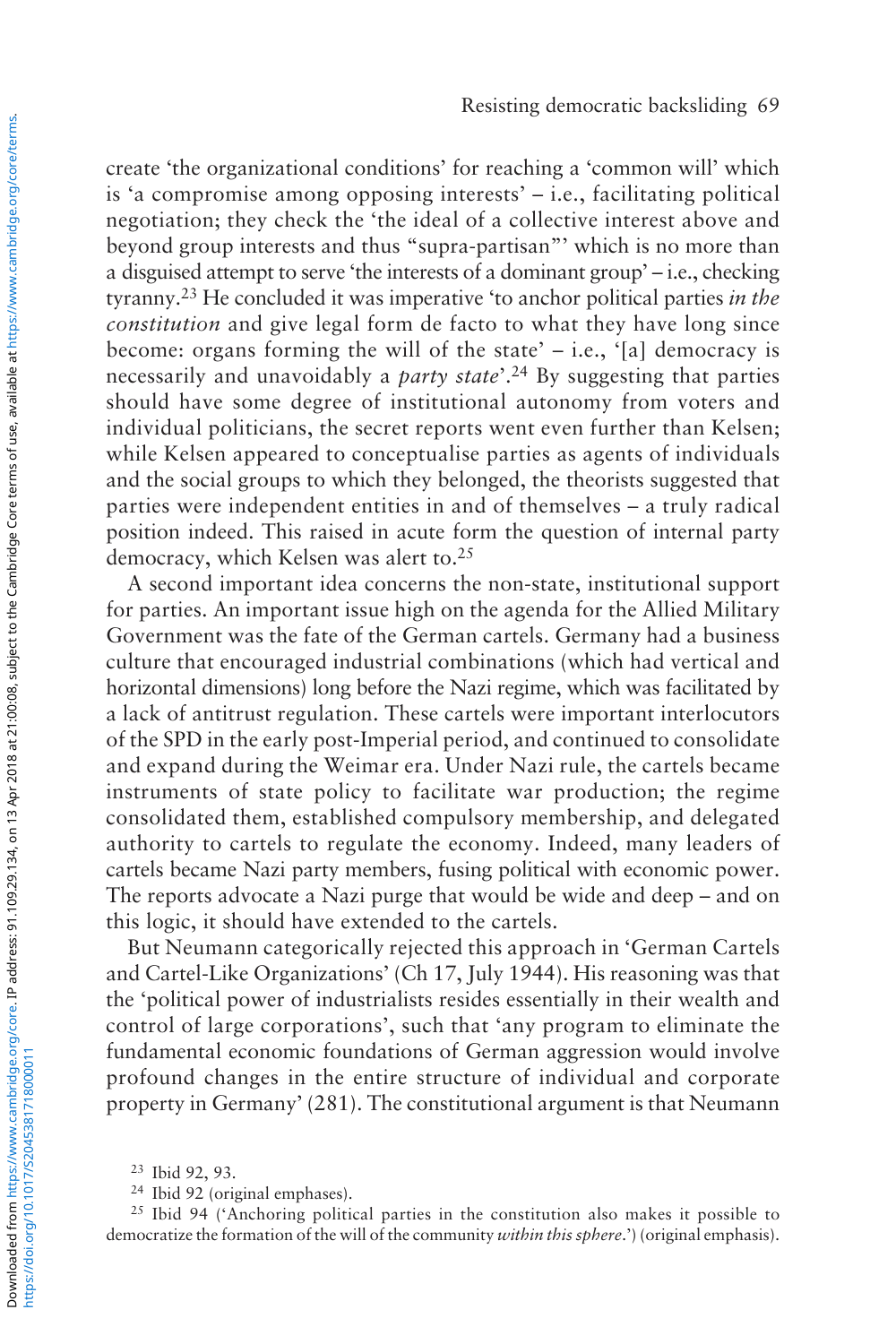create 'the organizational conditions' for reaching a 'common will' which is 'a compromise among opposing interests' – i.e., facilitating political negotiation; they check the 'the ideal of a collective interest above and beyond group interests and thus "supra-partisan"' which is no more than a disguised attempt to serve 'the interests of a dominant group' – i.e., checking tyranny.[23] He concluded it was imperative 'to anchor political parties *in the constitution* and give legal form de facto to what they have long since become: organs forming the will of the state' – i.e., '[a] democracy is necessarily and unavoidably a *party state*'.[24] By suggesting that parties should have some degree of institutional autonomy from voters and individual politicians, the secret reports went even further than Kelsen; while Kelsen appeared to conceptualise parties as agents of individuals and the social groups to which they belonged, the theorists suggested that parties were independent entities in and of themselves – a truly radical position indeed. This raised in acute form the question of internal party democracy, which Kelsen was alert to.[25]

A second important idea concerns the non-state, institutional support for parties. An important issue high on the agenda for the Allied Military Government was the fate of the German cartels. Germany had a business culture that encouraged industrial combinations (which had vertical and horizontal dimensions) long before the Nazi regime, which was facilitated by a lack of antitrust regulation. These cartels were important interlocutors of the SPD in the early post-Imperial period, and continued to consolidate and expand during the Weimar era. Under Nazi rule, the cartels became instruments of state policy to facilitate war production; the regime consolidated them, established compulsory membership, and delegated authority to cartels to regulate the economy. Indeed, many leaders of cartels became Nazi party members, fusing political with economic power. The reports advocate a Nazi purge that would be wide and deep – and on this logic, it should have extended to the cartels.

But Neumann categorically rejected this approach in 'German Cartels and Cartel-Like Organizations' (Ch 17, July 1944). His reasoning was that the 'political power of industrialists resides essentially in their wealth and control of large corporations', such that 'any program to eliminate the fundamental economic foundations of German aggression would involve profound changes in the entire structure of individual and corporate property in Germany' (281). The constitutional argument is that Neumann

[23] Ibid 92, 93.

[24] Ibid 92 (original emphases).

[25] Ibid 94 ('Anchoring political parties in the constitution also makes it possible to democratize the formation of the will of the community *within this sphere*.') (original emphasis).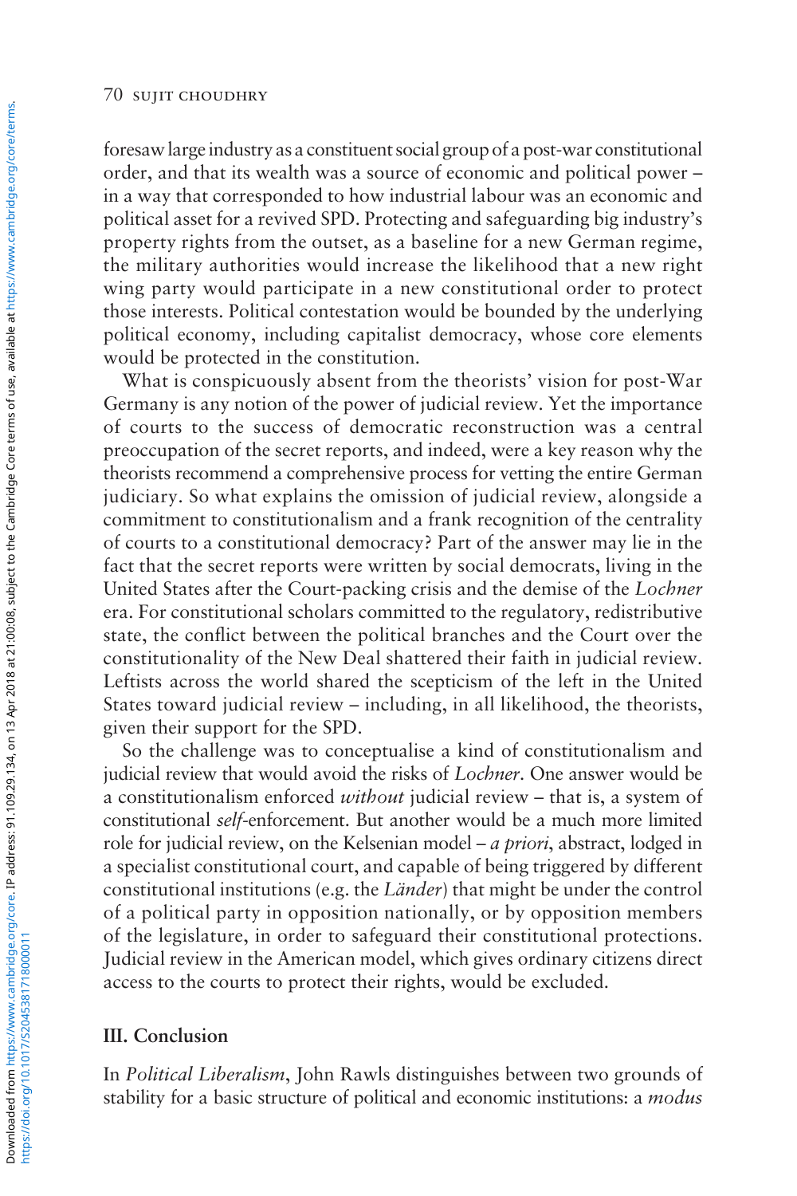foresaw large industry as a constituent social group of a post-war constitutional order, and that its wealth was a source of economic and political power – in a way that corresponded to how industrial labour was an economic and political asset for a revived SPD. Protecting and safeguarding big industry's property rights from the outset, as a baseline for a new German regime, the military authorities would increase the likelihood that a new right wing party would participate in a new constitutional order to protect those interests. Political contestation would be bounded by the underlying political economy, including capitalist democracy, whose core elements would be protected in the constitution.

What is conspicuously absent from the theorists' vision for post-War Germany is any notion of the power of judicial review. Yet the importance of courts to the success of democratic reconstruction was a central preoccupation of the secret reports, and indeed, were a key reason why the theorists recommend a comprehensive process for vetting the entire German judiciary. So what explains the omission of judicial review, alongside a commitment to constitutionalism and a frank recognition of the centrality of courts to a constitutional democracy? Part of the answer may lie in the fact that the secret reports were written by social democrats, living in the United States after the Court-packing crisis and the demise of the *Lochner* era. For constitutional scholars committed to the regulatory, redistributive state, the conflict between the political branches and the Court over the constitutionality of the New Deal shattered their faith in judicial review. Leftists across the world shared the scepticism of the left in the United States toward judicial review – including, in all likelihood, the theorists, given their support for the SPD.

So the challenge was to conceptualise a kind of constitutionalism and judicial review that would avoid the risks of *Lochner*. One answer would be a constitutionalism enforced *without* judicial review – that is, a system of constitutional *self*-enforcement. But another would be a much more limited role for judicial review, on the Kelsenian model – *a priori*, abstract, lodged in a specialist constitutional court, and capable of being triggered by different constitutional institutions (e.g. the *Länder*) that might be under the control of a political party in opposition nationally, or by opposition members of the legislature, in order to safeguard their constitutional protections. Judicial review in the American model, which gives ordinary citizens direct access to the courts to protect their rights, would be excluded.

## III. Conclusion

In *Political Liberalism*, John Rawls distinguishes between two grounds of stability for a basic structure of political and economic institutions: a *modus*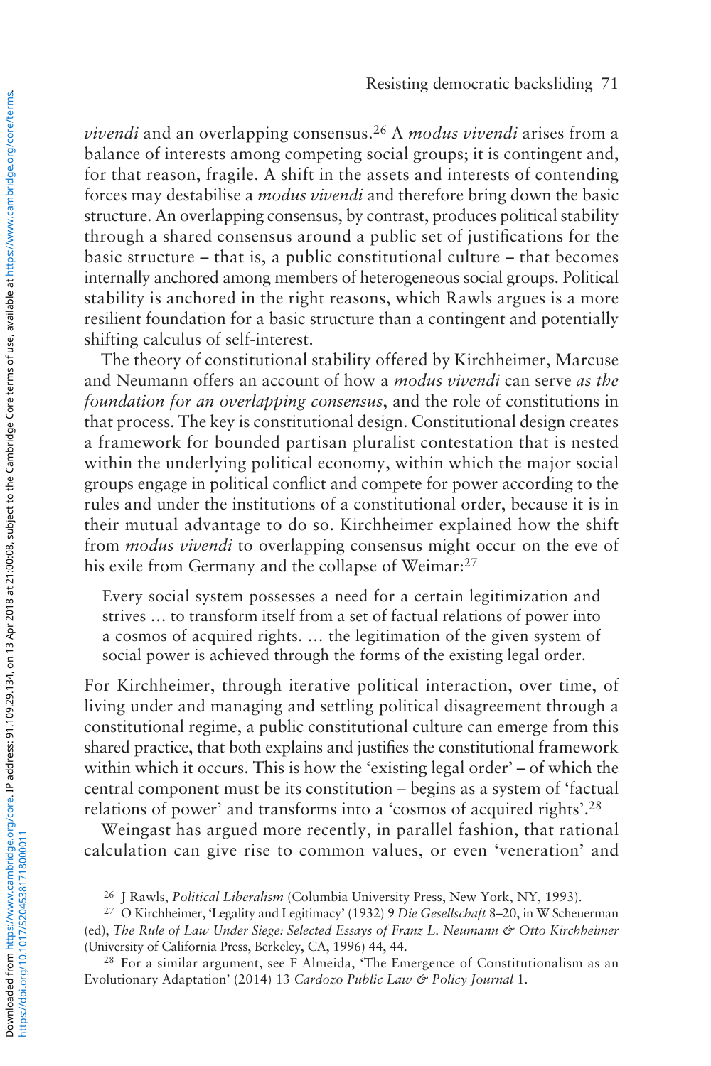*vivendi* and an overlapping consensus.[26] A *modus vivendi* arises from a balance of interests among competing social groups; it is contingent and, for that reason, fragile. A shift in the assets and interests of contending forces may destabilise a *modus vivendi* and therefore bring down the basic structure. An overlapping consensus, by contrast, produces political stability through a shared consensus around a public set of justifications for the basic structure – that is, a public constitutional culture – that becomes internally anchored among members of heterogeneous social groups. Political stability is anchored in the right reasons, which Rawls argues is a more resilient foundation for a basic structure than a contingent and potentially shifting calculus of self-interest.

The theory of constitutional stability offered by Kirchheimer, Marcuse and Neumann offers an account of how a *modus vivendi* can serve *as the foundation for an overlapping consensus*, and the role of constitutions in that process. The key is constitutional design. Constitutional design creates a framework for bounded partisan pluralist contestation that is nested within the underlying political economy, within which the major social groups engage in political conflict and compete for power according to the rules and under the institutions of a constitutional order, because it is in their mutual advantage to do so. Kirchheimer explained how the shift from *modus vivendi* to overlapping consensus might occur on the eve of his exile from Germany and the collapse of Weimar:[27]

> Every social system possesses a need for a certain legitimization and strives … to transform itself from a set of factual relations of power into a cosmos of acquired rights. … the legitimation of the given system of social power is achieved through the forms of the existing legal order.

For Kirchheimer, through iterative political interaction, over time, of living under and managing and settling political disagreement through a constitutional regime, a public constitutional culture can emerge from this shared practice, that both explains and justifies the constitutional framework within which it occurs. This is how the 'existing legal order' – of which the central component must be its constitution – begins as a system of 'factual relations of power' and transforms into a 'cosmos of acquired rights'.[28]

Weingast has argued more recently, in parallel fashion, that rational calculation can give rise to common values, or even 'veneration' and

---

[26] J Rawls, *Political Liberalism* (Columbia University Press, New York, NY, 1993).

[27] O Kirchheimer, 'Legality and Legitimacy' (1932) 9 *Die Gesellschaft* 8–20, in W Scheuerman (ed), *The Rule of Law Under Siege: Selected Essays of Franz L. Neumann & Otto Kirchheimer* (University of California Press, Berkeley, CA, 1996) 44, 44.

[28] For a similar argument, see F Almeida, 'The Emergence of Constitutionalism as an Evolutionary Adaptation' (2014) 13 *Cardozo Public Law & Policy Journal* 1.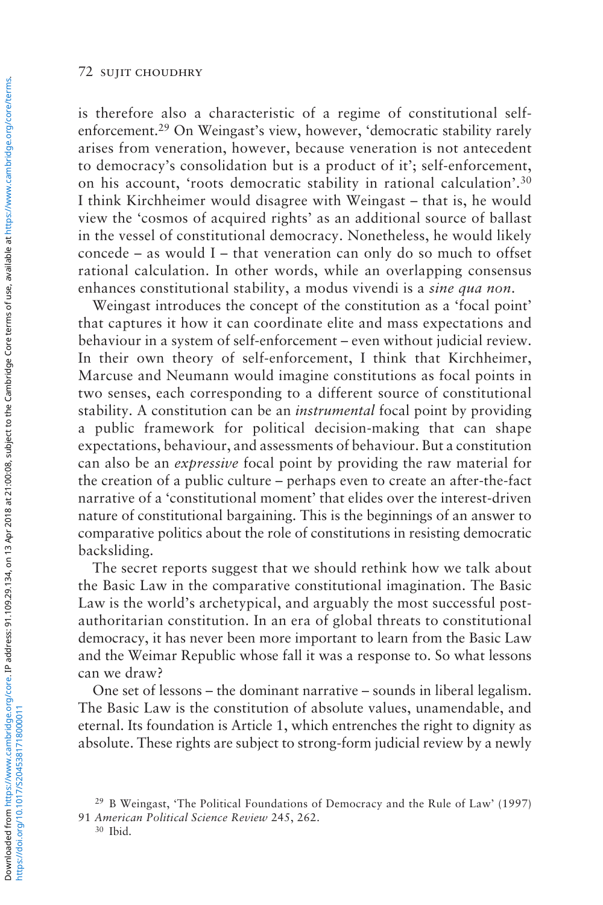is therefore also a characteristic of a regime of constitutional self-enforcement.[29] On Weingast's view, however, 'democratic stability rarely arises from veneration, however, because veneration is not antecedent to democracy's consolidation but is a product of it'; self-enforcement, on his account, 'roots democratic stability in rational calculation'.[30] I think Kirchheimer would disagree with Weingast – that is, he would view the 'cosmos of acquired rights' as an additional source of ballast in the vessel of constitutional democracy. Nonetheless, he would likely concede – as would I – that veneration can only do so much to offset rational calculation. In other words, while an overlapping consensus enhances constitutional stability, a modus vivendi is a *sine qua non*.

Weingast introduces the concept of the constitution as a 'focal point' that captures it how it can coordinate elite and mass expectations and behaviour in a system of self-enforcement – even without judicial review. In their own theory of self-enforcement, I think that Kirchheimer, Marcuse and Neumann would imagine constitutions as focal points in two senses, each corresponding to a different source of constitutional stability. A constitution can be an *instrumental* focal point by providing a public framework for political decision-making that can shape expectations, behaviour, and assessments of behaviour. But a constitution can also be an *expressive* focal point by providing the raw material for the creation of a public culture – perhaps even to create an after-the-fact narrative of a 'constitutional moment' that elides over the interest-driven nature of constitutional bargaining. This is the beginnings of an answer to comparative politics about the role of constitutions in resisting democratic backsliding.

The secret reports suggest that we should rethink how we talk about the Basic Law in the comparative constitutional imagination. The Basic Law is the world's archetypical, and arguably the most successful post-authoritarian constitution. In an era of global threats to constitutional democracy, it has never been more important to learn from the Basic Law and the Weimar Republic whose fall it was a response to. So what lessons can we draw?

One set of lessons – the dominant narrative – sounds in liberal legalism. The Basic Law is the constitution of absolute values, unamendable, and eternal. Its foundation is Article 1, which entrenches the right to dignity as absolute. These rights are subject to strong-form judicial review by a newly

[29] B Weingast, 'The Political Foundations of Democracy and the Rule of Law' (1997) 91 *American Political Science Review* 245, 262.

[30] Ibid.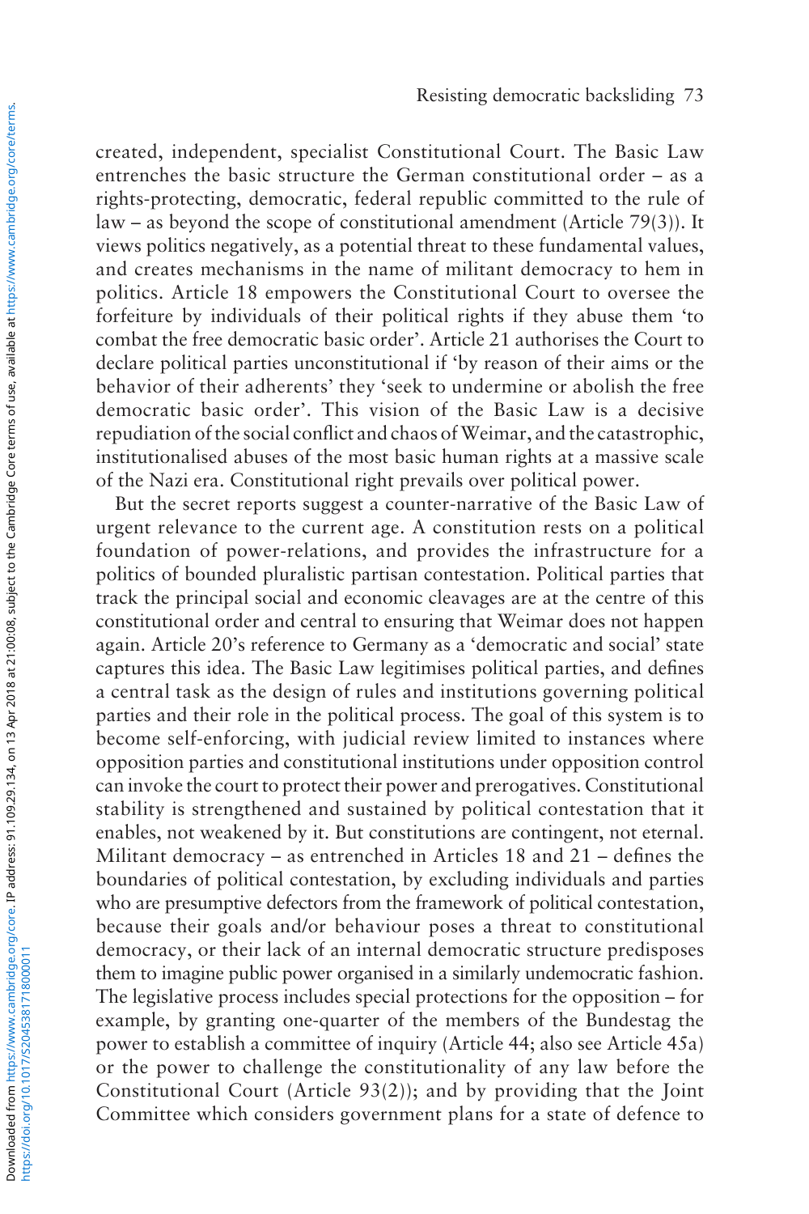created, independent, specialist Constitutional Court. The Basic Law entrenches the basic structure the German constitutional order – as a rights-protecting, democratic, federal republic committed to the rule of law – as beyond the scope of constitutional amendment (Article 79(3)). It views politics negatively, as a potential threat to these fundamental values, and creates mechanisms in the name of militant democracy to hem in politics. Article 18 empowers the Constitutional Court to oversee the forfeiture by individuals of their political rights if they abuse them 'to combat the free democratic basic order'. Article 21 authorises the Court to declare political parties unconstitutional if 'by reason of their aims or the behavior of their adherents' they 'seek to undermine or abolish the free democratic basic order'. This vision of the Basic Law is a decisive repudiation of the social conflict and chaos of Weimar, and the catastrophic, institutionalised abuses of the most basic human rights at a massive scale of the Nazi era. Constitutional right prevails over political power.

But the secret reports suggest a counter-narrative of the Basic Law of urgent relevance to the current age. A constitution rests on a political foundation of power-relations, and provides the infrastructure for a politics of bounded pluralistic partisan contestation. Political parties that track the principal social and economic cleavages are at the centre of this constitutional order and central to ensuring that Weimar does not happen again. Article 20's reference to Germany as a 'democratic and social' state captures this idea. The Basic Law legitimises political parties, and defines a central task as the design of rules and institutions governing political parties and their role in the political process. The goal of this system is to become self-enforcing, with judicial review limited to instances where opposition parties and constitutional institutions under opposition control can invoke the court to protect their power and prerogatives. Constitutional stability is strengthened and sustained by political contestation that it enables, not weakened by it. But constitutions are contingent, not eternal. Militant democracy – as entrenched in Articles 18 and 21 – defines the boundaries of political contestation, by excluding individuals and parties who are presumptive defectors from the framework of political contestation, because their goals and/or behaviour poses a threat to constitutional democracy, or their lack of an internal democratic structure predisposes them to imagine public power organised in a similarly undemocratic fashion. The legislative process includes special protections for the opposition – for example, by granting one-quarter of the members of the Bundestag the power to establish a committee of inquiry (Article 44; also see Article 45a) or the power to challenge the constitutionality of any law before the Constitutional Court (Article 93(2)); and by providing that the Joint Committee which considers government plans for a state of defence to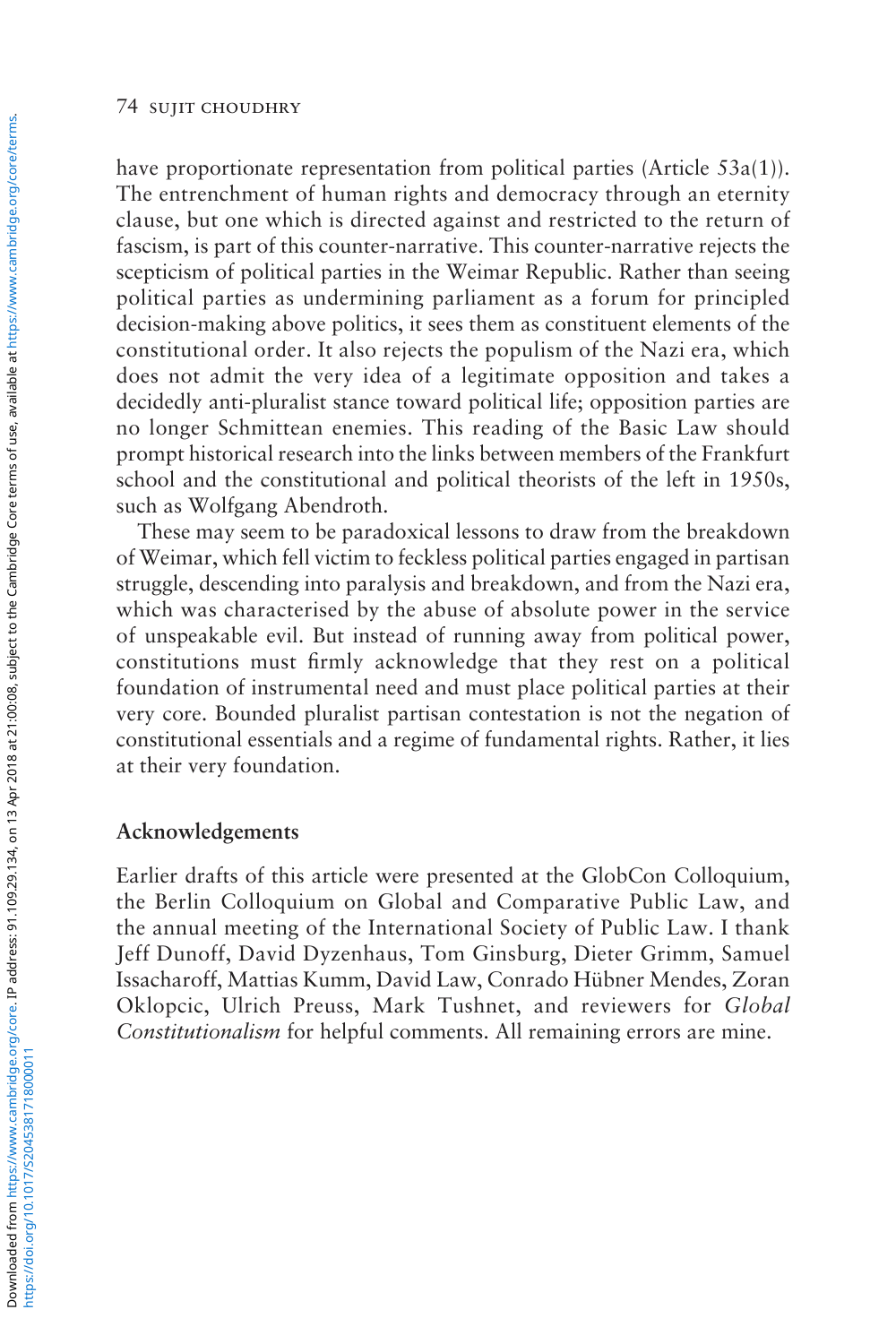have proportionate representation from political parties (Article 53a(1)). The entrenchment of human rights and democracy through an eternity clause, but one which is directed against and restricted to the return of fascism, is part of this counter-narrative. This counter-narrative rejects the scepticism of political parties in the Weimar Republic. Rather than seeing political parties as undermining parliament as a forum for principled decision-making above politics, it sees them as constituent elements of the constitutional order. It also rejects the populism of the Nazi era, which does not admit the very idea of a legitimate opposition and takes a decidedly anti-pluralist stance toward political life; opposition parties are no longer Schmittean enemies. This reading of the Basic Law should prompt historical research into the links between members of the Frankfurt school and the constitutional and political theorists of the left in 1950s, such as Wolfgang Abendroth.

These may seem to be paradoxical lessons to draw from the breakdown of Weimar, which fell victim to feckless political parties engaged in partisan struggle, descending into paralysis and breakdown, and from the Nazi era, which was characterised by the abuse of absolute power in the service of unspeakable evil. But instead of running away from political power, constitutions must firmly acknowledge that they rest on a political foundation of instrumental need and must place political parties at their very core. Bounded pluralist partisan contestation is not the negation of constitutional essentials and a regime of fundamental rights. Rather, it lies at their very foundation.

## Acknowledgements

Earlier drafts of this article were presented at the GlobCon Colloquium, the Berlin Colloquium on Global and Comparative Public Law, and the annual meeting of the International Society of Public Law. I thank Jeff Dunoff, David Dyzenhaus, Tom Ginsburg, Dieter Grimm, Samuel Issacharoff, Mattias Kumm, David Law, Conrado Hübner Mendes, Zoran Oklopcic, Ulrich Preuss, Mark Tushnet, and reviewers for *Global Constitutionalism* for helpful comments. All remaining errors are mine.